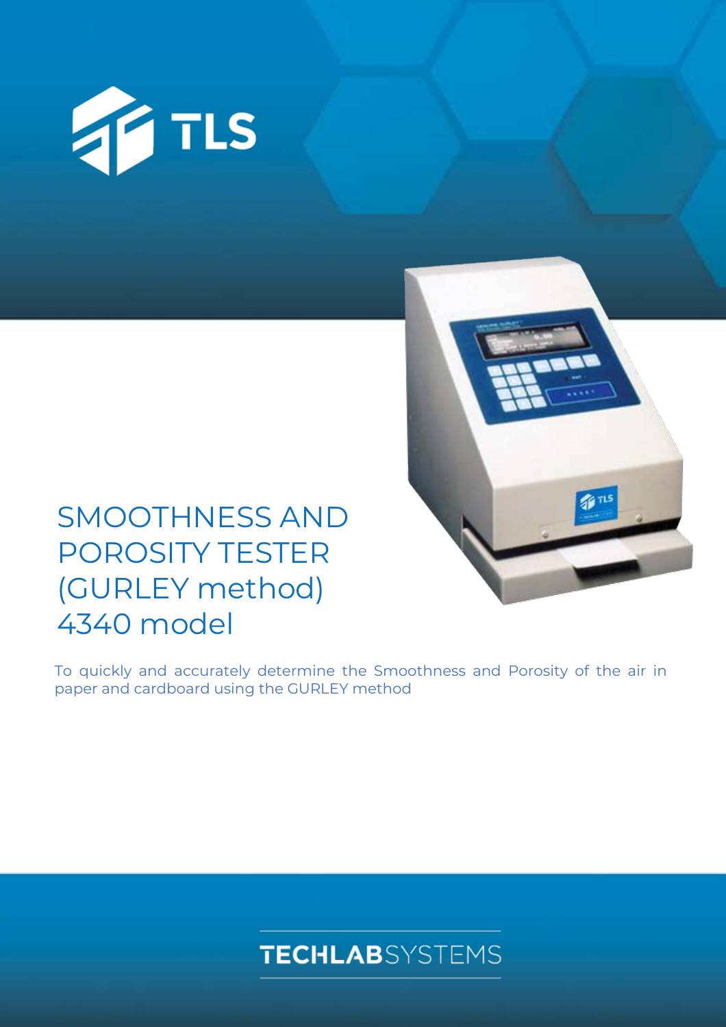TLS

# SMOOTHNESS AND POROSITY TESTER (GURLEY method) 4340 model

To quickly and accurately determine the Smoothness and Porosity of the air in paper and cardboard using the GURLEY method

TECHLABSYSTEMS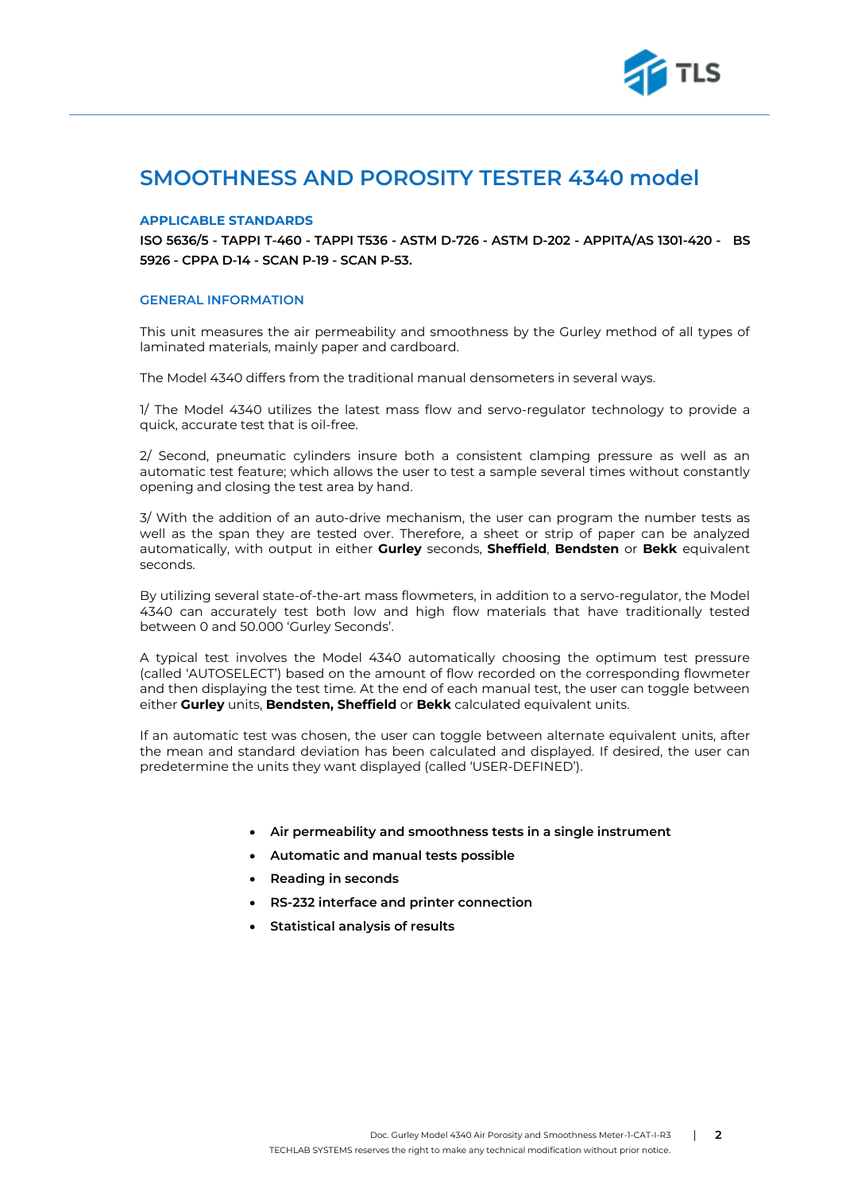# SMOOTHNESS AND POROSITY TESTER 4340 model

### APPLICABLE STANDARDS

**ISO 5636/5 - TAPPI T-460 - TAPPI T536 - ASTM D-726 - ASTM D-202 - APPITA/AS 1301-420 - BS 5926 - CPPA D-14 - SCAN P-19 - SCAN P-53.**

### GENERAL INFORMATION

This unit measures the air permeability and smoothness by the Gurley method of all types of laminated materials, mainly paper and cardboard.

The Model 4340 differs from the traditional manual densometers in several ways.

1/ The Model 4340 utilizes the latest mass flow and servo-regulator technology to provide a quick, accurate test that is oil-free.

2/ Second, pneumatic cylinders insure both a consistent clamping pressure as well as an automatic test feature; which allows the user to test a sample several times without constantly opening and closing the test area by hand.

3/ With the addition of an auto-drive mechanism, the user can program the number tests as well as the span they are tested over. Therefore, a sheet or strip of paper can be analyzed automatically, with output in either **Gurley** seconds, **Sheffield**, **Bendsten** or **Bekk** equivalent seconds.

By utilizing several state-of-the-art mass flowmeters, in addition to a servo-regulator, the Model 4340 can accurately test both low and high flow materials that have traditionally tested between 0 and 50.000 'Gurley Seconds'.

A typical test involves the Model 4340 automatically choosing the optimum test pressure (called 'AUTOSELECT') based on the amount of flow recorded on the corresponding flowmeter and then displaying the test time. At the end of each manual test, the user can toggle between either **Gurley** units, **Bendsten, Sheffield** or **Bekk** calculated equivalent units.

If an automatic test was chosen, the user can toggle between alternate equivalent units, after the mean and standard deviation has been calculated and displayed. If desired, the user can predetermine the units they want displayed (called 'USER-DEFINED').

- **Air permeability and smoothness tests in a single instrument**
- **Automatic and manual tests possible**
- **Reading in seconds**
- **RS-232 interface and printer connection**
- **Statistical analysis of results**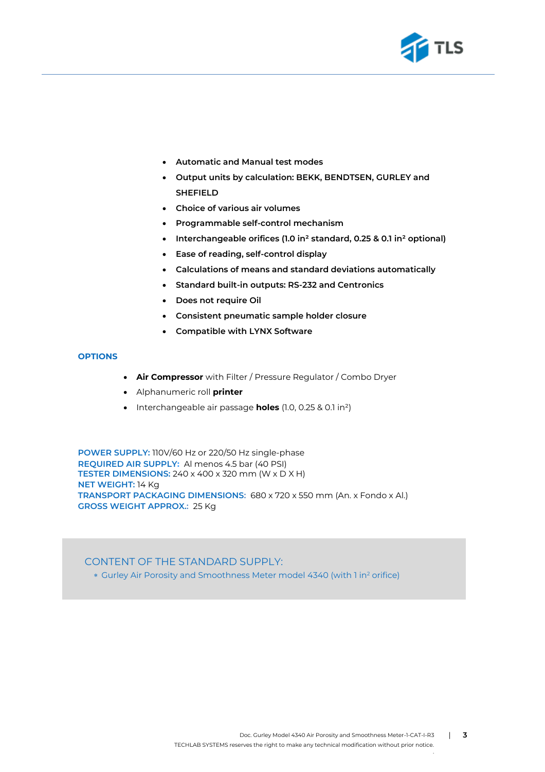- **Automatic and Manual test modes**
- **Output units by calculation: BEKK, BENDTSEN, GURLEY and SHEFIELD**
- **Choice of various air volumes**
- **Programmable self-control mechanism**
- **Interchangeable orifices (1.0 in² standard, 0.25 & 0.1 in² optional)**
- **Ease of reading, self-control display**
- **Calculations of means and standard deviations automatically**
- **Standard built-in outputs: RS-232 and Centronics**
- **Does not require Oil**
- **Consistent pneumatic sample holder closure**
- **Compatible with LYNX Software**

## OPTIONS

- **Air Compressor** with Filter / Pressure Regulator / Combo Dryer
- Alphanumeric roll **printer**
- Interchangeable air passage **holes** (1.0, 0.25 & 0.1 in²)

**POWER SUPPLY:** 110V/60 Hz or 220/50 Hz single-phase
**REQUIRED AIR SUPPLY:** Al menos 4.5 bar (40 PSI)
**TESTER DIMENSIONS:** 240 x 400 x 320 mm (W x D X H)
**NET WEIGHT:** 14 Kg
**TRANSPORT PACKAGING DIMENSIONS:** 680 x 720 x 550 mm (An. x Fondo x Al.)
**GROSS WEIGHT APPROX.:** 25 Kg

## CONTENT OF THE STANDARD SUPPLY:

- Gurley Air Porosity and Smoothness Meter model 4340 (with 1 in² orifice)